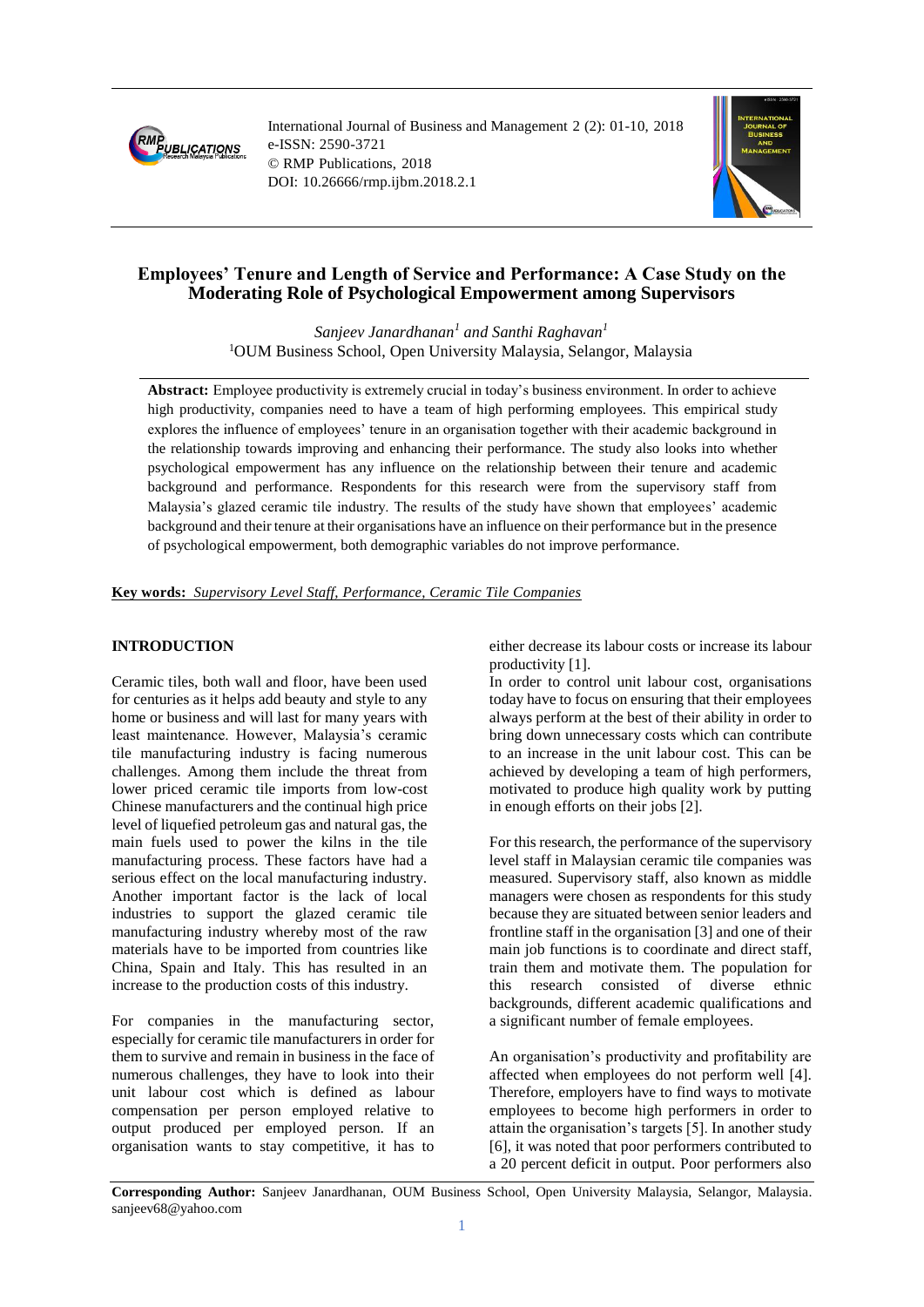# Employees' Tenure and Length of Service and Performance: A Case Study on the Moderating Role of Psychological Empowerment among Supervisors

*Sanjeev Janardhanan[1] and Santhi Raghavan[1]*

[1]OUM Business School, Open University Malaysia, Selangor, Malaysia

**Abstract:** Employee productivity is extremely crucial in today's business environment. In order to achieve high productivity, companies need to have a team of high performing employees. This empirical study explores the influence of employees' tenure in an organisation together with their academic background in the relationship towards improving and enhancing their performance. The study also looks into whether psychological empowerment has any influence on the relationship between their tenure and academic background and performance. Respondents for this research were from the supervisory staff from Malaysia's glazed ceramic tile industry. The results of the study have shown that employees' academic background and their tenure at their organisations have an influence on their performance but in the presence of psychological empowerment, both demographic variables do not improve performance.

**Key words:** *Supervisory Level Staff, Performance, Ceramic Tile Companies*

## INTRODUCTION

Ceramic tiles, both wall and floor, have been used for centuries as it helps add beauty and style to any home or business and will last for many years with least maintenance. However, Malaysia's ceramic tile manufacturing industry is facing numerous challenges. Among them include the threat from lower priced ceramic tile imports from low-cost Chinese manufacturers and the continual high price level of liquefied petroleum gas and natural gas, the main fuels used to power the kilns in the tile manufacturing process. These factors have had a serious effect on the local manufacturing industry. Another important factor is the lack of local industries to support the glazed ceramic tile manufacturing industry whereby most of the raw materials have to be imported from countries like China, Spain and Italy. This has resulted in an increase to the production costs of this industry.

For companies in the manufacturing sector, especially for ceramic tile manufacturers in order for them to survive and remain in business in the face of numerous challenges, they have to look into their unit labour cost which is defined as labour compensation per person employed relative to output produced per employed person. If an organisation wants to stay competitive, it has to either decrease its labour costs or increase its labour productivity [1].

In order to control unit labour cost, organisations today have to focus on ensuring that their employees always perform at the best of their ability in order to bring down unnecessary costs which can contribute to an increase in the unit labour cost. This can be achieved by developing a team of high performers, motivated to produce high quality work by putting in enough efforts on their jobs [2].

For this research, the performance of the supervisory level staff in Malaysian ceramic tile companies was measured. Supervisory staff, also known as middle managers were chosen as respondents for this study because they are situated between senior leaders and frontline staff in the organisation [3] and one of their main job functions is to coordinate and direct staff, train them and motivate them. The population for this research consisted of diverse ethnic backgrounds, different academic qualifications and a significant number of female employees.

An organisation's productivity and profitability are affected when employees do not perform well [4]. Therefore, employers have to find ways to motivate employees to become high performers in order to attain the organisation's targets [5]. In another study [6], it was noted that poor performers contributed to a 20 percent deficit in output. Poor performers also

**Corresponding Author:** Sanjeev Janardhanan, OUM Business School, Open University Malaysia, Selangor, Malaysia. sanjeev68@yahoo.com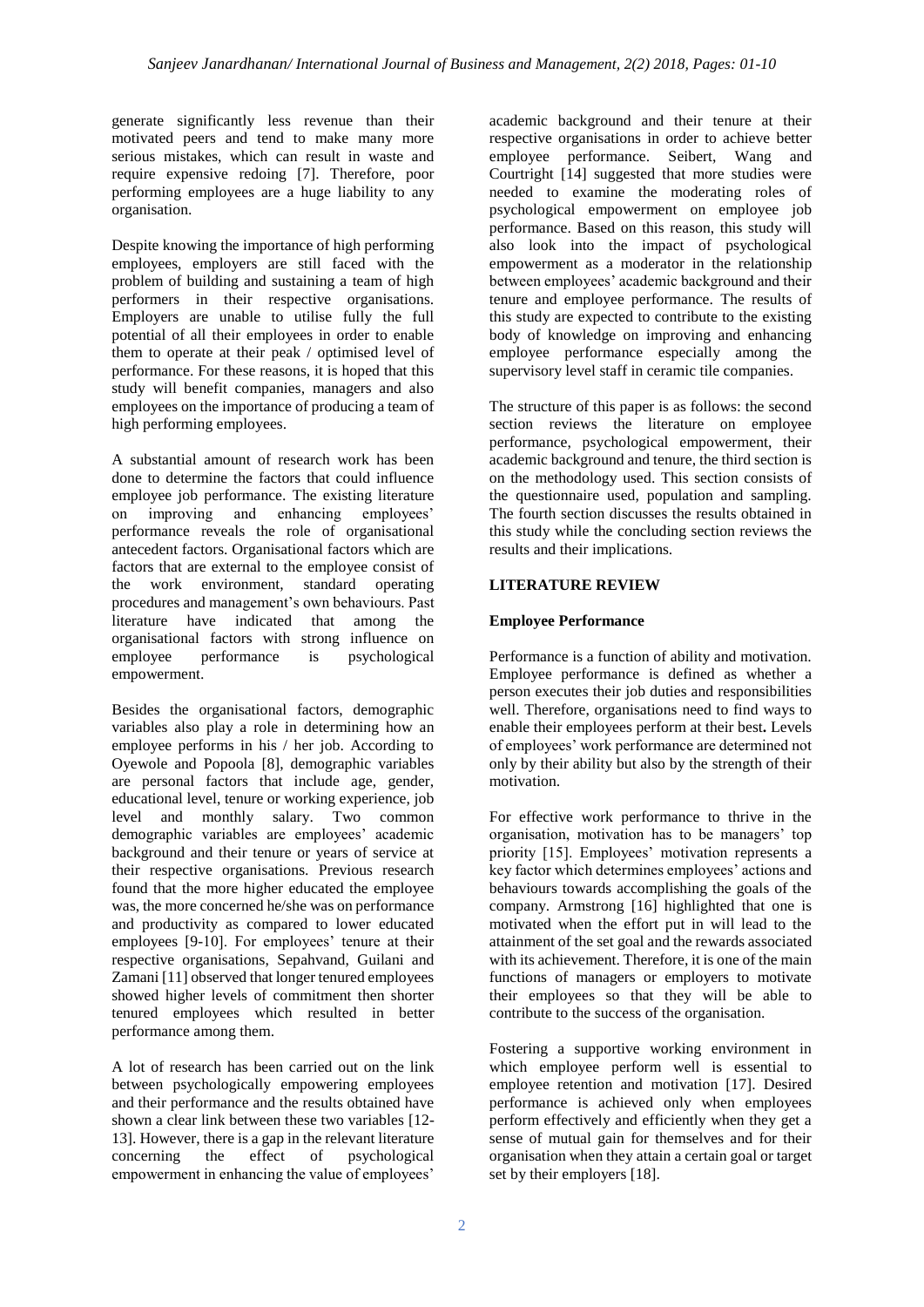generate significantly less revenue than their motivated peers and tend to make many more serious mistakes, which can result in waste and require expensive redoing [7]. Therefore, poor performing employees are a huge liability to any organisation.

Despite knowing the importance of high performing employees, employers are still faced with the problem of building and sustaining a team of high performers in their respective organisations. Employers are unable to utilise fully the full potential of all their employees in order to enable them to operate at their peak / optimised level of performance. For these reasons, it is hoped that this study will benefit companies, managers and also employees on the importance of producing a team of high performing employees.

A substantial amount of research work has been done to determine the factors that could influence employee job performance. The existing literature on improving and enhancing employees' performance reveals the role of organisational antecedent factors. Organisational factors which are factors that are external to the employee consist of the work environment, standard operating procedures and management's own behaviours. Past literature have indicated that among the organisational factors with strong influence on employee performance is psychological empowerment.

Besides the organisational factors, demographic variables also play a role in determining how an employee performs in his / her job. According to Oyewole and Popoola [8], demographic variables are personal factors that include age, gender, educational level, tenure or working experience, job level and monthly salary. Two common demographic variables are employees' academic background and their tenure or years of service at their respective organisations. Previous research found that the more higher educated the employee was, the more concerned he/she was on performance and productivity as compared to lower educated employees [9-10]. For employees' tenure at their respective organisations, Sepahvand, Guilani and Zamani [11] observed that longer tenured employees showed higher levels of commitment then shorter tenured employees which resulted in better performance among them.

A lot of research has been carried out on the link between psychologically empowering employees and their performance and the results obtained have shown a clear link between these two variables [12-13]. However, there is a gap in the relevant literature concerning the effect of psychological empowerment in enhancing the value of employees' academic background and their tenure at their respective organisations in order to achieve better employee performance. Seibert, Wang and Courtright [14] suggested that more studies were needed to examine the moderating roles of psychological empowerment on employee job performance. Based on this reason, this study will also look into the impact of psychological empowerment as a moderator in the relationship between employees' academic background and their tenure and employee performance. The results of this study are expected to contribute to the existing body of knowledge on improving and enhancing employee performance especially among the supervisory level staff in ceramic tile companies.

The structure of this paper is as follows: the second section reviews the literature on employee performance, psychological empowerment, their academic background and tenure, the third section is on the methodology used. This section consists of the questionnaire used, population and sampling. The fourth section discusses the results obtained in this study while the concluding section reviews the results and their implications.

## LITERATURE REVIEW

### Employee Performance

Performance is a function of ability and motivation. Employee performance is defined as whether a person executes their job duties and responsibilities well. Therefore, organisations need to find ways to enable their employees perform at their best**.** Levels of employees' work performance are determined not only by their ability but also by the strength of their motivation.

For effective work performance to thrive in the organisation, motivation has to be managers' top priority [15]. Employees' motivation represents a key factor which determines employees' actions and behaviours towards accomplishing the goals of the company. Armstrong [16] highlighted that one is motivated when the effort put in will lead to the attainment of the set goal and the rewards associated with its achievement. Therefore, it is one of the main functions of managers or employers to motivate their employees so that they will be able to contribute to the success of the organisation.

Fostering a supportive working environment in which employee perform well is essential to employee retention and motivation [17]. Desired performance is achieved only when employees perform effectively and efficiently when they get a sense of mutual gain for themselves and for their organisation when they attain a certain goal or target set by their employers [18].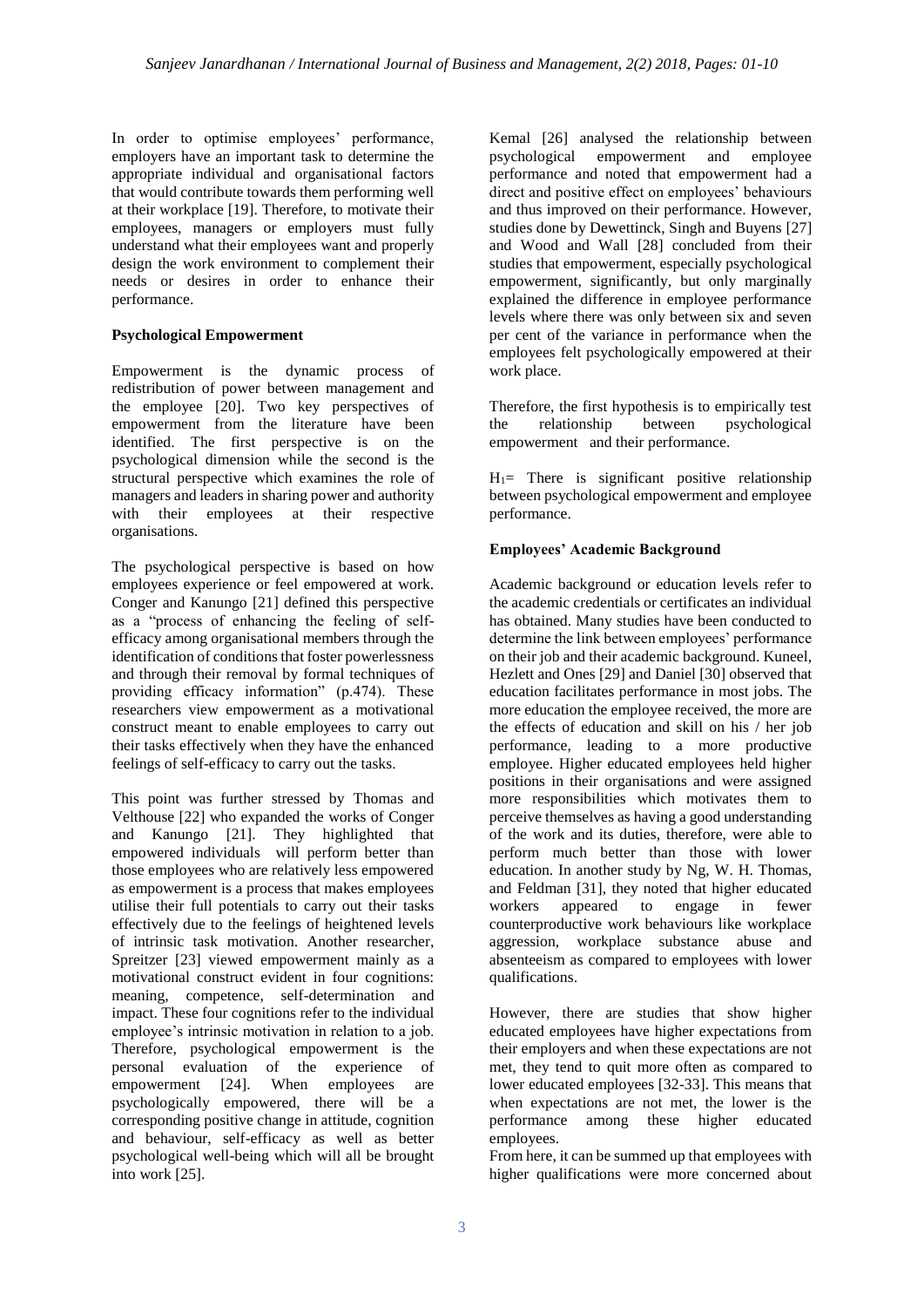In order to optimise employees' performance, employers have an important task to determine the appropriate individual and organisational factors that would contribute towards them performing well at their workplace [19]. Therefore, to motivate their employees, managers or employers must fully understand what their employees want and properly design the work environment to complement their needs or desires in order to enhance their performance.

**Psychological Empowerment**

Empowerment is the dynamic process of redistribution of power between management and the employee [20]. Two key perspectives of empowerment from the literature have been identified. The first perspective is on the psychological dimension while the second is the structural perspective which examines the role of managers and leaders in sharing power and authority with their employees at their respective organisations.

The psychological perspective is based on how employees experience or feel empowered at work. Conger and Kanungo [21] defined this perspective as a "process of enhancing the feeling of self-efficacy among organisational members through the identification of conditions that foster powerlessness and through their removal by formal techniques of providing efficacy information" (p.474). These researchers view empowerment as a motivational construct meant to enable employees to carry out their tasks effectively when they have the enhanced feelings of self-efficacy to carry out the tasks.

This point was further stressed by Thomas and Velthouse [22] who expanded the works of Conger and Kanungo [21]. They highlighted that empowered individuals will perform better than those employees who are relatively less empowered as empowerment is a process that makes employees utilise their full potentials to carry out their tasks effectively due to the feelings of heightened levels of intrinsic task motivation. Another researcher, Spreitzer [23] viewed empowerment mainly as a motivational construct evident in four cognitions: meaning, competence, self-determination and impact. These four cognitions refer to the individual employee's intrinsic motivation in relation to a job. Therefore, psychological empowerment is the personal evaluation of the experience of empowerment [24]. When employees are psychologically empowered, there will be a corresponding positive change in attitude, cognition and behaviour, self-efficacy as well as better psychological well-being which will all be brought into work [25].

Kemal [26] analysed the relationship between psychological empowerment and employee performance and noted that empowerment had a direct and positive effect on employees' behaviours and thus improved on their performance. However, studies done by Dewettinck, Singh and Buyens [27] and Wood and Wall [28] concluded from their studies that empowerment, especially psychological empowerment, significantly, but only marginally explained the difference in employee performance levels where there was only between six and seven per cent of the variance in performance when the employees felt psychologically empowered at their work place.

Therefore, the first hypothesis is to empirically test the relationship between psychological empowerment and their performance.

$H_1$= There is significant positive relationship between psychological empowerment and employee performance.

**Employees' Academic Background**

Academic background or education levels refer to the academic credentials or certificates an individual has obtained. Many studies have been conducted to determine the link between employees' performance on their job and their academic background. Kuneel, Hezlett and Ones [29] and Daniel [30] observed that education facilitates performance in most jobs. The more education the employee received, the more are the effects of education and skill on his / her job performance, leading to a more productive employee. Higher educated employees held higher positions in their organisations and were assigned more responsibilities which motivates them to perceive themselves as having a good understanding of the work and its duties, therefore, were able to perform much better than those with lower education. In another study by Ng, W. H. Thomas, and Feldman [31], they noted that higher educated workers appeared to engage in fewer counterproductive work behaviours like workplace aggression, workplace substance abuse and absenteeism as compared to employees with lower qualifications.

However, there are studies that show higher educated employees have higher expectations from their employers and when these expectations are not met, they tend to quit more often as compared to lower educated employees [32-33]. This means that when expectations are not met, the lower is the performance among these higher educated employees.

From here, it can be summed up that employees with higher qualifications were more concerned about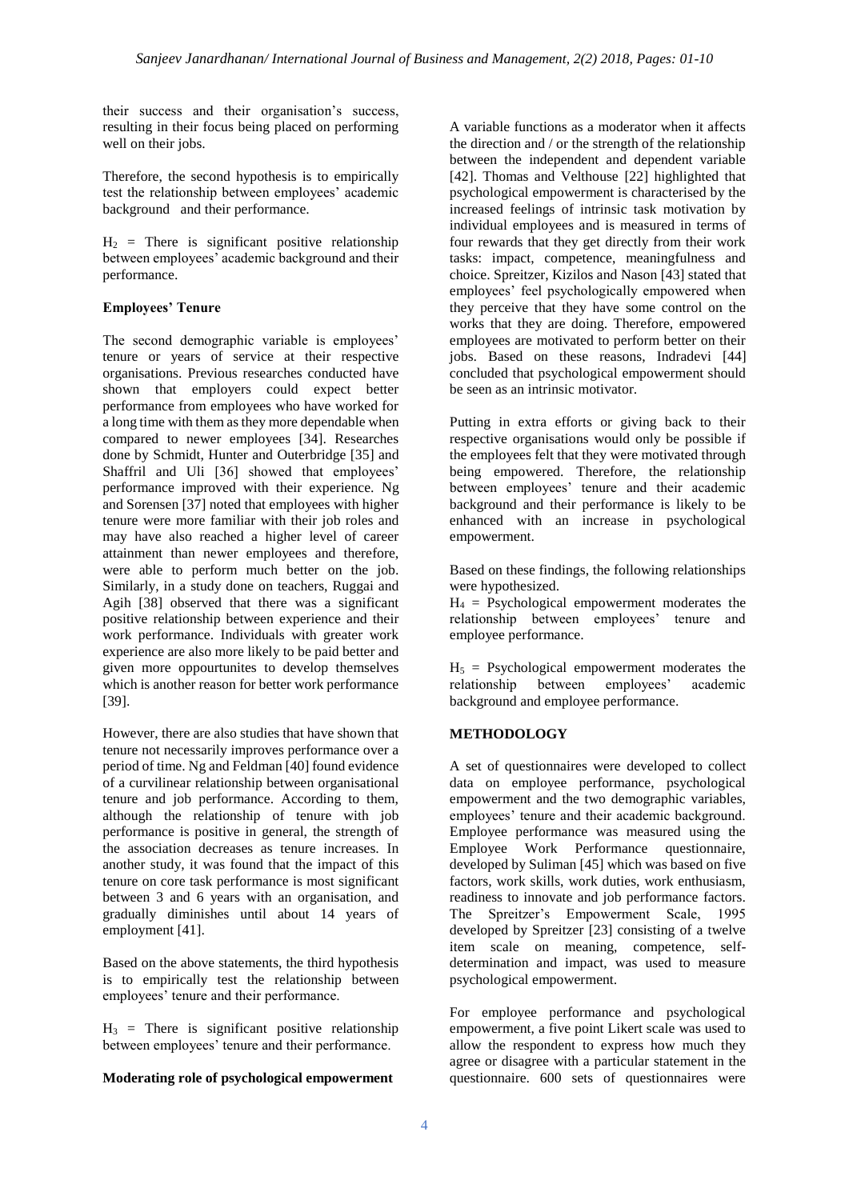their success and their organisation's success, resulting in their focus being placed on performing well on their jobs.

Therefore, the second hypothesis is to empirically test the relationship between employees' academic background and their performance.

$H_2$ = There is significant positive relationship between employees' academic background and their performance.

**Employees' Tenure**

The second demographic variable is employees' tenure or years of service at their respective organisations. Previous researches conducted have shown that employers could expect better performance from employees who have worked for a long time with them as they more dependable when compared to newer employees [34]. Researches done by Schmidt, Hunter and Outerbridge [35] and Shaffril and Uli [36] showed that employees' performance improved with their experience. Ng and Sorensen [37] noted that employees with higher tenure were more familiar with their job roles and may have also reached a higher level of career attainment than newer employees and therefore, were able to perform much better on the job. Similarly, in a study done on teachers, Ruggai and Agih [38] observed that there was a significant positive relationship between experience and their work performance. Individuals with greater work experience are also more likely to be paid better and given more oppourtunites to develop themselves which is another reason for better work performance [39].

However, there are also studies that have shown that tenure not necessarily improves performance over a period of time. Ng and Feldman [40] found evidence of a curvilinear relationship between organisational tenure and job performance. According to them, although the relationship of tenure with job performance is positive in general, the strength of the association decreases as tenure increases. In another study, it was found that the impact of this tenure on core task performance is most significant between 3 and 6 years with an organisation, and gradually diminishes until about 14 years of employment [41].

Based on the above statements, the third hypothesis is to empirically test the relationship between employees' tenure and their performance.

$H_3$ = There is significant positive relationship between employees' tenure and their performance.

**Moderating role of psychological empowerment**

A variable functions as a moderator when it affects the direction and / or the strength of the relationship between the independent and dependent variable [42]. Thomas and Velthouse [22] highlighted that psychological empowerment is characterised by the increased feelings of intrinsic task motivation by individual employees and is measured in terms of four rewards that they get directly from their work tasks: impact, competence, meaningfulness and choice. Spreitzer, Kizilos and Nason [43] stated that employees' feel psychologically empowered when they perceive that they have some control on the works that they are doing. Therefore, empowered employees are motivated to perform better on their jobs. Based on these reasons, Indradevi [44] concluded that psychological empowerment should be seen as an intrinsic motivator.

Putting in extra efforts or giving back to their respective organisations would only be possible if the employees felt that they were motivated through being empowered. Therefore, the relationship between employees' tenure and their academic background and their performance is likely to be enhanced with an increase in psychological empowerment.

Based on these findings, the following relationships were hypothesized.

$H_4$ = Psychological empowerment moderates the relationship between employees' tenure and employee performance.

$H_5$ = Psychological empowerment moderates the relationship between employees' academic background and employee performance.

## METHODOLOGY

A set of questionnaires were developed to collect data on employee performance, psychological empowerment and the two demographic variables, employees' tenure and their academic background. Employee performance was measured using the Employee Work Performance questionnaire, developed by Suliman [45] which was based on five factors, work skills, work duties, work enthusiasm, readiness to innovate and job performance factors. The Spreitzer's Empowerment Scale, 1995 developed by Spreitzer [23] consisting of a twelve item scale on meaning, competence, self-determination and impact, was used to measure psychological empowerment.

For employee performance and psychological empowerment, a five point Likert scale was used to allow the respondent to express how much they agree or disagree with a particular statement in the questionnaire. 600 sets of questionnaires were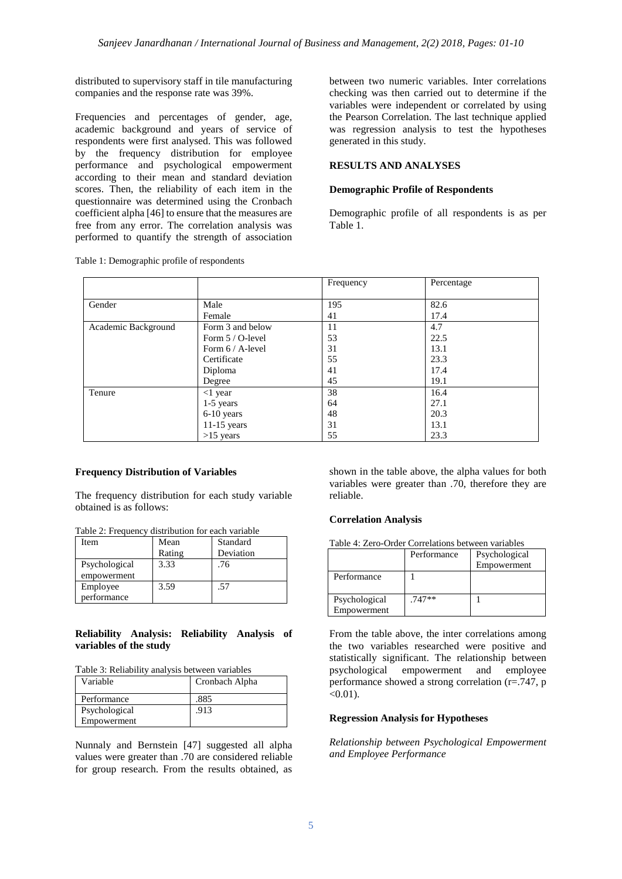distributed to supervisory staff in tile manufacturing companies and the response rate was 39%.

Frequencies and percentages of gender, age, academic background and years of service of respondents were first analysed. This was followed by the frequency distribution for employee performance and psychological empowerment according to their mean and standard deviation scores. Then, the reliability of each item in the questionnaire was determined using the Cronbach coefficient alpha [46] to ensure that the measures are free from any error. The correlation analysis was performed to quantify the strength of association between two numeric variables. Inter correlations checking was then carried out to determine if the variables were independent or correlated by using the Pearson Correlation. The last technique applied was regression analysis to test the hypotheses generated in this study.

## RESULTS AND ANALYSES

### Demographic Profile of Respondents

Demographic profile of all respondents is as per Table 1.

Table 1: Demographic profile of respondents

| | | Frequency | Percentage |
|---|---|---|---|
| Gender | Male | 195 | 82.6 |
| | Female | 41 | 17.4 |
| Academic Background | Form 3 and below | 11 | 4.7 |
| | Form 5 / O-level | 53 | 22.5 |
| | Form 6 / A-level | 31 | 13.1 |
| | Certificate | 55 | 23.3 |
| | Diploma | 41 | 17.4 |
| | Degree | 45 | 19.1 |
| Tenure | <1 year | 38 | 16.4 |
| | 1-5 years | 64 | 27.1 |
| | 6-10 years | 48 | 20.3 |
| | 11-15 years | 31 | 13.1 |
| | >15 years | 55 | 23.3 |

### Frequency Distribution of Variables

The frequency distribution for each study variable obtained is as follows:

Table 2: Frequency distribution for each variable

| Item | Mean Rating | Standard Deviation |
|---|---|---|
| Psychological empowerment | 3.33 | .76 |
| Employee performance | 3.59 | .57 |

### Reliability Analysis: Reliability Analysis of variables of the study

Table 3: Reliability analysis between variables

| Variable | Cronbach Alpha |
|---|---|
| Performance | .885 |
| Psychological Empowerment | .913 |

Nunnaly and Bernstein [47] suggested all alpha values were greater than .70 are considered reliable for group research. From the results obtained, as shown in the table above, the alpha values for both variables were greater than .70, therefore they are reliable.

### Correlation Analysis

Table 4: Zero-Order Correlations between variables

| | Performance | Psychological Empowerment |
|---|---|---|
| Performance | 1 | |
| Psychological Empowerment | .747** | 1 |

From the table above, the inter correlations among the two variables researched were positive and statistically significant. The relationship between psychological empowerment and employee performance showed a strong correlation ($r=.747$, $p < 0.01$).

### Regression Analysis for Hypotheses

*Relationship between Psychological Empowerment and Employee Performance*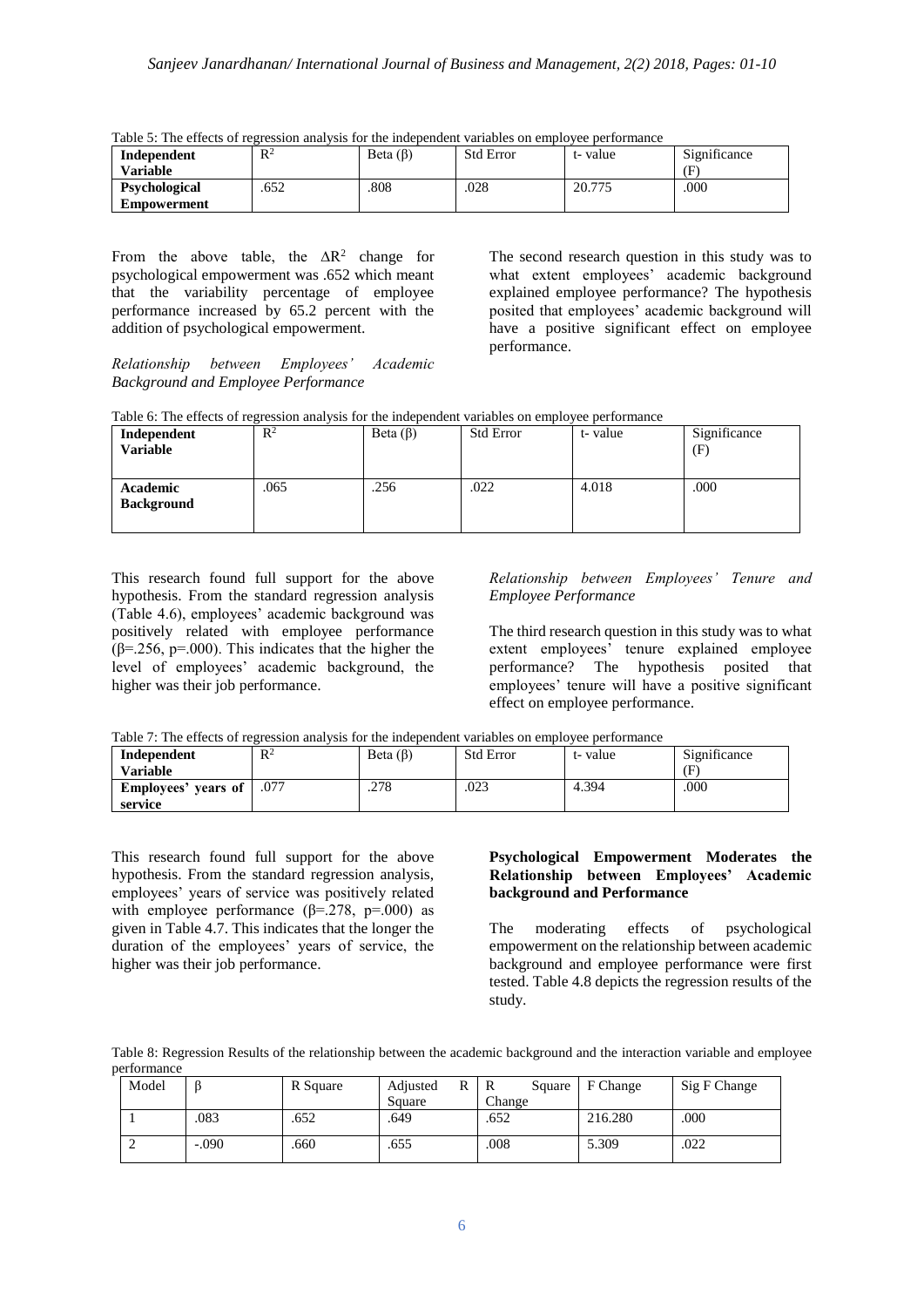Table 5: The effects of regression analysis for the independent variables on employee performance

| Independent Variable | $R^2$ | Beta (β) | Std Error | t- value | Significance (F) |
|---|---|---|---|---|---|
| **Psychological Empowerment** | .652 | .808 | .028 | 20.775 | .000 |

From the above table, the $\Delta R^2$ change for psychological empowerment was .652 which meant that the variability percentage of employee performance increased by 65.2 percent with the addition of psychological empowerment.

*Relationship between Employees' Academic Background and Employee Performance*

The second research question in this study was to what extent employees' academic background explained employee performance? The hypothesis posited that employees' academic background will have a positive significant effect on employee performance.

Table 6: The effects of regression analysis for the independent variables on employee performance

| Independent Variable | $R^2$ | Beta (β) | Std Error | t- value | Significance (F) |
|---|---|---|---|---|---|
| **Academic Background** | .065 | .256 | .022 | 4.018 | .000 |

This research found full support for the above hypothesis. From the standard regression analysis (Table 4.6), employees' academic background was positively related with employee performance (β=.256, p=.000). This indicates that the higher the level of employees' academic background, the higher was their job performance.

*Relationship between Employees' Tenure and Employee Performance*

The third research question in this study was to what extent employees' tenure explained employee performance? The hypothesis posited that employees' tenure will have a positive significant effect on employee performance.

Table 7: The effects of regression analysis for the independent variables on employee performance

| Independent Variable | $R^2$ | Beta (β) | Std Error | t- value | Significance (F) |
|---|---|---|---|---|---|
| **Employees' years of service** | .077 | .278 | .023 | 4.394 | .000 |

This research found full support for the above hypothesis. From the standard regression analysis, employees' years of service was positively related with employee performance (β=.278, p=.000) as given in Table 4.7. This indicates that the longer the duration of the employees' years of service, the higher was their job performance.

**Psychological Empowerment Moderates the Relationship between Employees' Academic background and Performance**

The moderating effects of psychological empowerment on the relationship between academic background and employee performance were first tested. Table 4.8 depicts the regression results of the study.

Table 8: Regression Results of the relationship between the academic background and the interaction variable and employee performance

| Model | β | R Square | Adjusted R Square | R Square Change | F Change | Sig F Change |
|---|---|---|---|---|---|---|
| 1 | .083 | .652 | .649 | .652 | 216.280 | .000 |
| 2 | -.090 | .660 | .655 | .008 | 5.309 | .022 |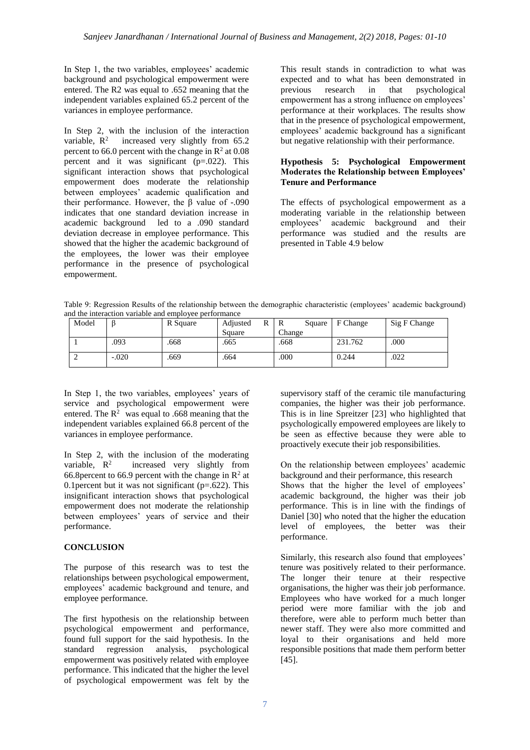In Step 1, the two variables, employees' academic background and psychological empowerment were entered. The R2 was equal to .652 meaning that the independent variables explained 65.2 percent of the variances in employee performance.

In Step 2, with the inclusion of the interaction variable, $R^2$ increased very slightly from 65.2 percent to 66.0 percent with the change in $R^2$ at 0.08 percent and it was significant (p=.022). This significant interaction shows that psychological empowerment does moderate the relationship between employees' academic qualification and their performance. However, the β value of -.090 indicates that one standard deviation increase in academic background led to a .090 standard deviation decrease in employee performance. This showed that the higher the academic background of the employees, the lower was their employee performance in the presence of psychological empowerment.

This result stands in contradiction to what was expected and to what has been demonstrated in previous research in that psychological empowerment has a strong influence on employees' performance at their workplaces. The results show that in the presence of psychological empowerment, employees' academic background has a significant but negative relationship with their performance.

### Hypothesis 5: Psychological Empowerment Moderates the Relationship between Employees' Tenure and Performance

The effects of psychological empowerment as a moderating variable in the relationship between employees' academic background and their performance was studied and the results are presented in Table 4.9 below

Table 9: Regression Results of the relationship between the demographic characteristic (employees' academic background) and the interaction variable and employee performance

| Model | β | R Square | Adjusted R Square | R Square Change | F Change | Sig F Change |
|---|---|---|---|---|---|---|
| 1 | .093 | .668 | .665 | .668 | 231.762 | .000 |
| 2 | -.020 | .669 | .664 | .000 | 0.244 | .022 |

In Step 1, the two variables, employees' years of service and psychological empowerment were entered. The $R^2$ was equal to .668 meaning that the independent variables explained 66.8 percent of the variances in employee performance.

In Step 2, with the inclusion of the moderating variable, $R^2$ increased very slightly from 66.8percent to 66.9 percent with the change in $R^2$ at 0.1percent but it was not significant (p=.622). This insignificant interaction shows that psychological empowerment does not moderate the relationship between employees' years of service and their performance.

## CONCLUSION

The purpose of this research was to test the relationships between psychological empowerment, employees' academic background and tenure, and employee performance.

The first hypothesis on the relationship between psychological empowerment and performance, found full support for the said hypothesis. In the standard regression analysis, psychological empowerment was positively related with employee performance. This indicated that the higher the level of psychological empowerment was felt by the supervisory staff of the ceramic tile manufacturing companies, the higher was their job performance. This is in line Spreitzer [23] who highlighted that psychologically empowered employees are likely to be seen as effective because they were able to proactively execute their job responsibilities.

On the relationship between employees' academic background and their performance, this research Shows that the higher the level of employees' academic background, the higher was their job performance. This is in line with the findings of Daniel [30] who noted that the higher the education level of employees, the better was their performance.

Similarly, this research also found that employees' tenure was positively related to their performance. The longer their tenure at their respective organisations, the higher was their job performance. Employees who have worked for a much longer period were more familiar with the job and therefore, were able to perform much better than newer staff. They were also more committed and loyal to their organisations and held more responsible positions that made them perform better [45].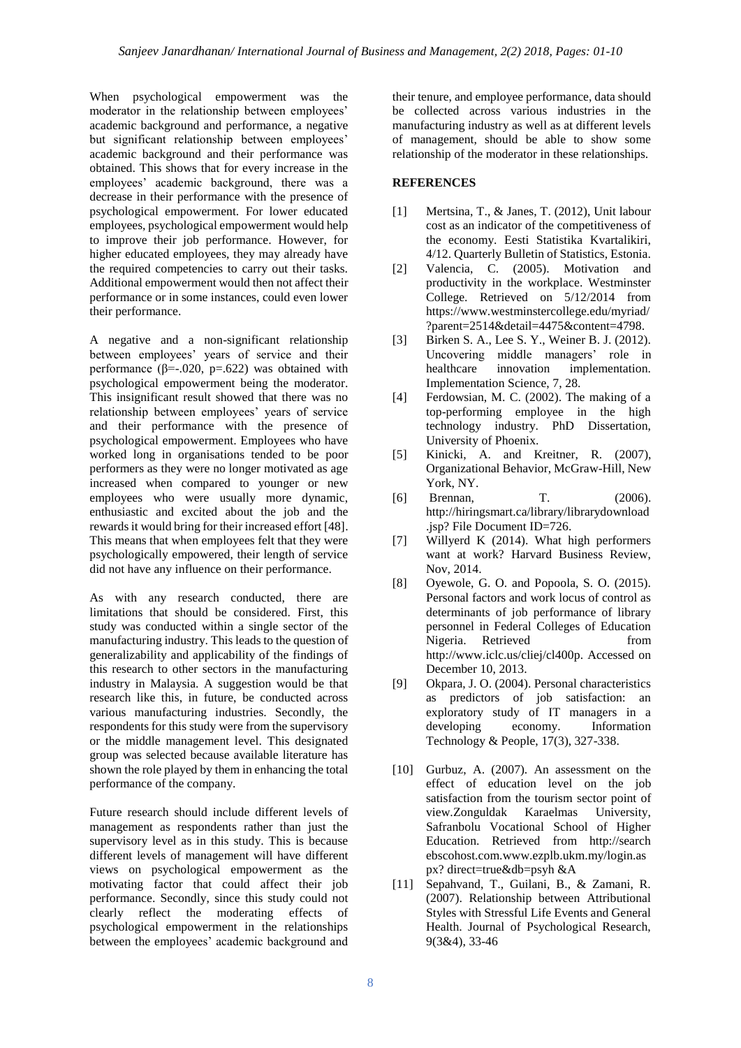When psychological empowerment was the moderator in the relationship between employees' academic background and performance, a negative but significant relationship between employees' academic background and their performance was obtained. This shows that for every increase in the employees' academic background, there was a decrease in their performance with the presence of psychological empowerment. For lower educated employees, psychological empowerment would help to improve their job performance. However, for higher educated employees, they may already have the required competencies to carry out their tasks. Additional empowerment would then not affect their performance or in some instances, could even lower their performance.

A negative and a non-significant relationship between employees' years of service and their performance ($\beta$=-.020, p=.622) was obtained with psychological empowerment being the moderator. This insignificant result showed that there was no relationship between employees' years of service and their performance with the presence of psychological empowerment. Employees who have worked long in organisations tended to be poor performers as they were no longer motivated as age increased when compared to younger or new employees who were usually more dynamic, enthusiastic and excited about the job and the rewards it would bring for their increased effort [48]. This means that when employees felt that they were psychologically empowered, their length of service did not have any influence on their performance.

As with any research conducted, there are limitations that should be considered. First, this study was conducted within a single sector of the manufacturing industry. This leads to the question of generalizability and applicability of the findings of this research to other sectors in the manufacturing industry in Malaysia. A suggestion would be that research like this, in future, be conducted across various manufacturing industries. Secondly, the respondents for this study were from the supervisory or the middle management level. This designated group was selected because available literature has shown the role played by them in enhancing the total performance of the company.

Future research should include different levels of management as respondents rather than just the supervisory level as in this study. This is because different levels of management will have different views on psychological empowerment as the motivating factor that could affect their job performance. Secondly, since this study could not clearly reflect the moderating effects of psychological empowerment in the relationships between the employees' academic background and their tenure, and employee performance, data should be collected across various industries in the manufacturing industry as well as at different levels of management, should be able to show some relationship of the moderator in these relationships.

## REFERENCES

[1] Mertsina, T., & Janes, T. (2012), Unit labour cost as an indicator of the competitiveness of the economy. Eesti Statistika Kvartalikiri, 4/12. Quarterly Bulletin of Statistics, Estonia.

[2] Valencia, C. (2005). Motivation and productivity in the workplace. Westminster College. Retrieved on 5/12/2014 from https://www.westminstercollege.edu/myriad/?parent=2514&detail=4475&content=4798.

[3] Birken S. A., Lee S. Y., Weiner B. J. (2012). Uncovering middle managers' role in healthcare innovation implementation. Implementation Science, 7, 28.

[4] Ferdowsian, M. C. (2002). The making of a top-performing employee in the high technology industry. PhD Dissertation, University of Phoenix.

[5] Kinicki, A. and Kreitner, R. (2007), Organizational Behavior, McGraw-Hill, New York, NY.

[6] Brennan, T. (2006). http://hiringsmart.ca/library/librarydownload.jsp? File Document ID=726.

[7] Willyerd K (2014). What high performers want at work? Harvard Business Review, Nov, 2014.

[8] Oyewole, G. O. and Popoola, S. O. (2015). Personal factors and work locus of control as determinants of job performance of library personnel in Federal Colleges of Education Nigeria. Retrieved from http://www.iclc.us/cliej/cl400p. Accessed on December 10, 2013.

[9] Okpara, J. O. (2004). Personal characteristics as predictors of job satisfaction: an exploratory study of IT managers in a developing economy. Information Technology & People, 17(3), 327-338.

[10] Gurbuz, A. (2007). An assessment on the effect of education level on the job satisfaction from the tourism sector point of view.Zonguldak Karaelmas University, Safranbolu Vocational School of Higher Education. Retrieved from http://search ebscohost.com.www.ezplb.ukm.my/login.aspx? direct=true&db=psyh &A

[11] Sepahvand, T., Guilani, B., & Zamani, R. (2007). Relationship between Attributional Styles with Stressful Life Events and General Health. Journal of Psychological Research, 9(3&4), 33-46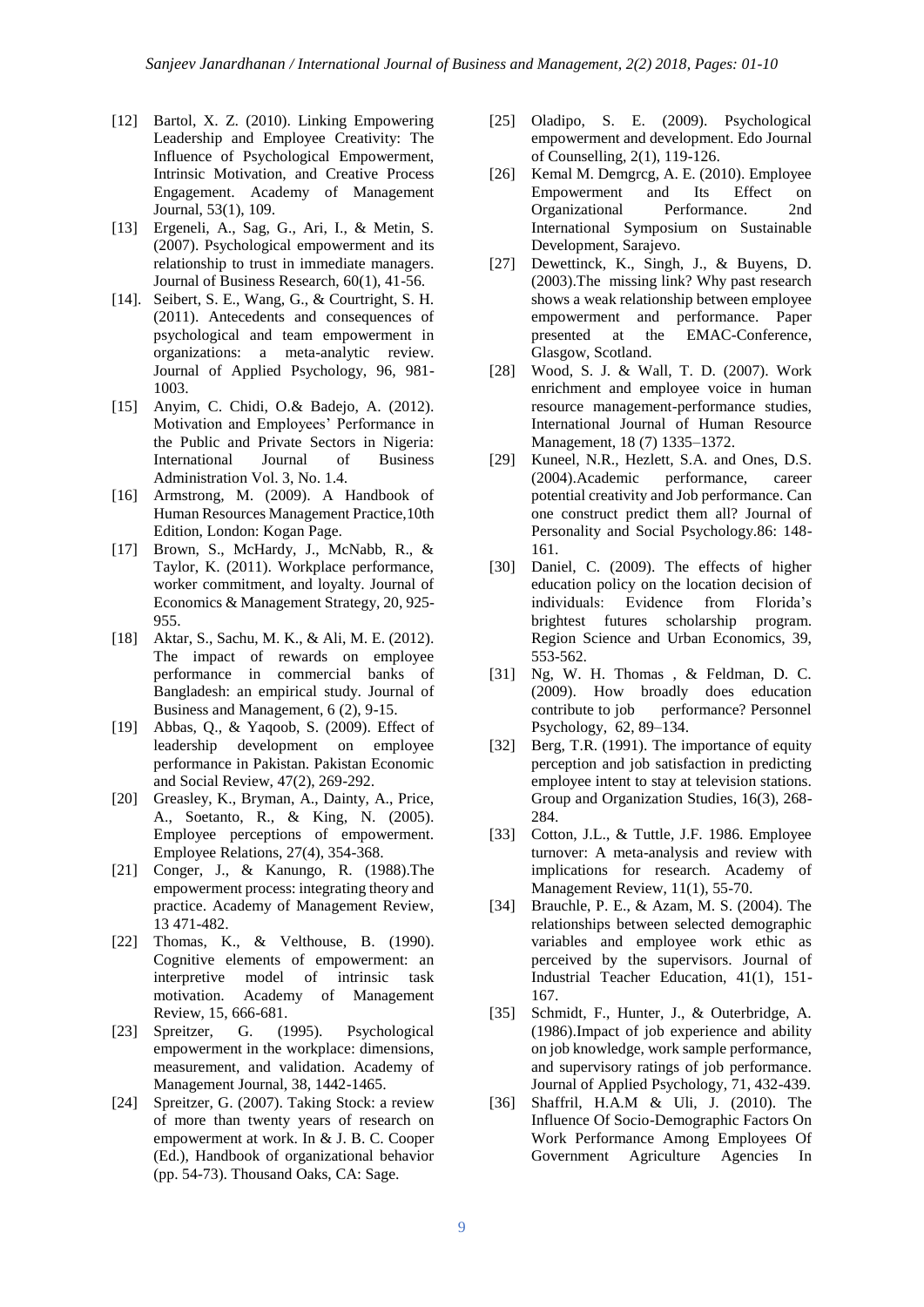[12] Bartol, X. Z. (2010). Linking Empowering Leadership and Employee Creativity: The Influence of Psychological Empowerment, Intrinsic Motivation, and Creative Process Engagement. Academy of Management Journal, 53(1), 109.

[13] Ergeneli, A., Sag, G., Ari, I., & Metin, S. (2007). Psychological empowerment and its relationship to trust in immediate managers. Journal of Business Research, 60(1), 41-56.

[14]. Seibert, S. E., Wang, G., & Courtright, S. H. (2011). Antecedents and consequences of psychological and team empowerment in organizations: a meta-analytic review. Journal of Applied Psychology, 96, 981-1003.

[15] Anyim, C. Chidi, O.& Badejo, A. (2012). Motivation and Employees' Performance in the Public and Private Sectors in Nigeria: International Journal of Business Administration Vol. 3, No. 1.4.

[16] Armstrong, M. (2009). A Handbook of Human Resources Management Practice,10th Edition, London: Kogan Page.

[17] Brown, S., McHardy, J., McNabb, R., & Taylor, K. (2011). Workplace performance, worker commitment, and loyalty. Journal of Economics & Management Strategy, 20, 925-955.

[18] Aktar, S., Sachu, M. K., & Ali, M. E. (2012). The impact of rewards on employee performance in commercial banks of Bangladesh: an empirical study. Journal of Business and Management, 6 (2), 9-15.

[19] Abbas, Q., & Yaqoob, S. (2009). Effect of leadership development on employee performance in Pakistan. Pakistan Economic and Social Review, 47(2), 269-292.

[20] Greasley, K., Bryman, A., Dainty, A., Price, A., Soetanto, R., & King, N. (2005). Employee perceptions of empowerment. Employee Relations, 27(4), 354-368.

[21] Conger, J., & Kanungo, R. (1988).The empowerment process: integrating theory and practice. Academy of Management Review, 13 471-482.

[22] Thomas, K., & Velthouse, B. (1990). Cognitive elements of empowerment: an interpretive model of intrinsic task motivation. Academy of Management Review, 15, 666-681.

[23] Spreitzer, G. (1995). Psychological empowerment in the workplace: dimensions, measurement, and validation. Academy of Management Journal, 38, 1442-1465.

[24] Spreitzer, G. (2007). Taking Stock: a review of more than twenty years of research on empowerment at work. In & J. B. C. Cooper (Ed.), Handbook of organizational behavior (pp. 54-73). Thousand Oaks, CA: Sage.

[25] Oladipo, S. E. (2009). Psychological empowerment and development. Edo Journal of Counselling, 2(1), 119-126.

[26] Kemal M. Demgrcg, A. E. (2010). Employee Empowerment and Its Effect on Organizational Performance. 2nd International Symposium on Sustainable Development, Sarajevo.

[27] Dewettinck, K., Singh, J., & Buyens, D. (2003).The missing link? Why past research shows a weak relationship between employee empowerment and performance. Paper presented at the EMAC-Conference, Glasgow, Scotland.

[28] Wood, S. J. & Wall, T. D. (2007). Work enrichment and employee voice in human resource management-performance studies, International Journal of Human Resource Management, 18 (7) 1335–1372.

[29] Kuneel, N.R., Hezlett, S.A. and Ones, D.S. (2004).Academic performance, career potential creativity and Job performance. Can one construct predict them all? Journal of Personality and Social Psychology.86: 148-161.

[30] Daniel, C. (2009). The effects of higher education policy on the location decision of individuals: Evidence from Florida's brightest futures scholarship program. Region Science and Urban Economics, 39, 553-562.

[31] Ng, W. H. Thomas , & Feldman, D. C. (2009). How broadly does education contribute to job performance? Personnel Psychology, 62, 89–134.

[32] Berg, T.R. (1991). The importance of equity perception and job satisfaction in predicting employee intent to stay at television stations. Group and Organization Studies, 16(3), 268-284.

[33] Cotton, J.L., & Tuttle, J.F. 1986. Employee turnover: A meta-analysis and review with implications for research. Academy of Management Review, 11(1), 55-70.

[34] Brauchle, P. E., & Azam, M. S. (2004). The relationships between selected demographic variables and employee work ethic as perceived by the supervisors. Journal of Industrial Teacher Education, 41(1), 151-167.

[35] Schmidt, F., Hunter, J., & Outerbridge, A. (1986).Impact of job experience and ability on job knowledge, work sample performance, and supervisory ratings of job performance. Journal of Applied Psychology, 71, 432-439.

[36] Shaffril, H.A.M & Uli, J. (2010). The Influence Of Socio-Demographic Factors On Work Performance Among Employees Of Government Agriculture Agencies In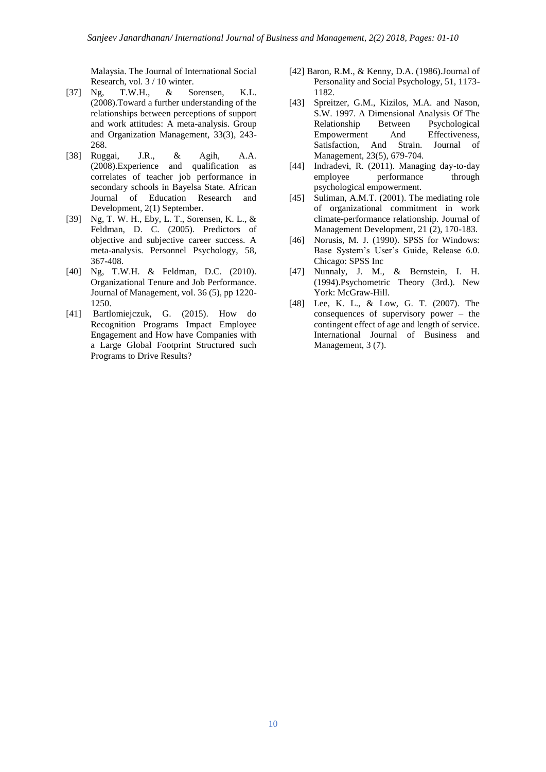Malaysia. The Journal of International Social Research, vol. 3 / 10 winter.

[37] Ng, T.W.H., & Sorensen, K.L. (2008).Toward a further understanding of the relationships between perceptions of support and work attitudes: A meta-analysis. Group and Organization Management, 33(3), 243-268.

[38] Ruggai, J.R., & Agih, A.A. (2008).Experience and qualification as correlates of teacher job performance in secondary schools in Bayelsa State. African Journal of Education Research and Development, 2(1) September.

[39] Ng, T. W. H., Eby, L. T., Sorensen, K. L., & Feldman, D. C. (2005). Predictors of objective and subjective career success. A meta-analysis. Personnel Psychology, 58, 367-408.

[40] Ng, T.W.H. & Feldman, D.C. (2010). Organizational Tenure and Job Performance. Journal of Management, vol. 36 (5), pp 1220-1250.

[41] Bartlomiejczuk, G. (2015). How do Recognition Programs Impact Employee Engagement and How have Companies with a Large Global Footprint Structured such Programs to Drive Results?

[42] Baron, R.M., & Kenny, D.A. (1986).Journal of Personality and Social Psychology, 51, 1173-1182.

[43] Spreitzer, G.M., Kizilos, M.A. and Nason, S.W. 1997. A Dimensional Analysis Of The Relationship Between Psychological Empowerment And Effectiveness, Satisfaction, And Strain. Journal of Management, 23(5), 679-704.

[44] Indradevi, R. (2011). Managing day-to-day employee performance through psychological empowerment.

[45] Suliman, A.M.T. (2001). The mediating role of organizational commitment in work climate-performance relationship. Journal of Management Development, 21 (2), 170-183.

[46] Norusis, M. J. (1990). SPSS for Windows: Base System's User's Guide, Release 6.0. Chicago: SPSS Inc

[47] Nunnaly, J. M., & Bernstein, I. H. (1994).Psychometric Theory (3rd.). New York: McGraw-Hill.

[48] Lee, K. L., & Low, G. T. (2007). The consequences of supervisory power – the contingent effect of age and length of service. International Journal of Business and Management, 3 (7).